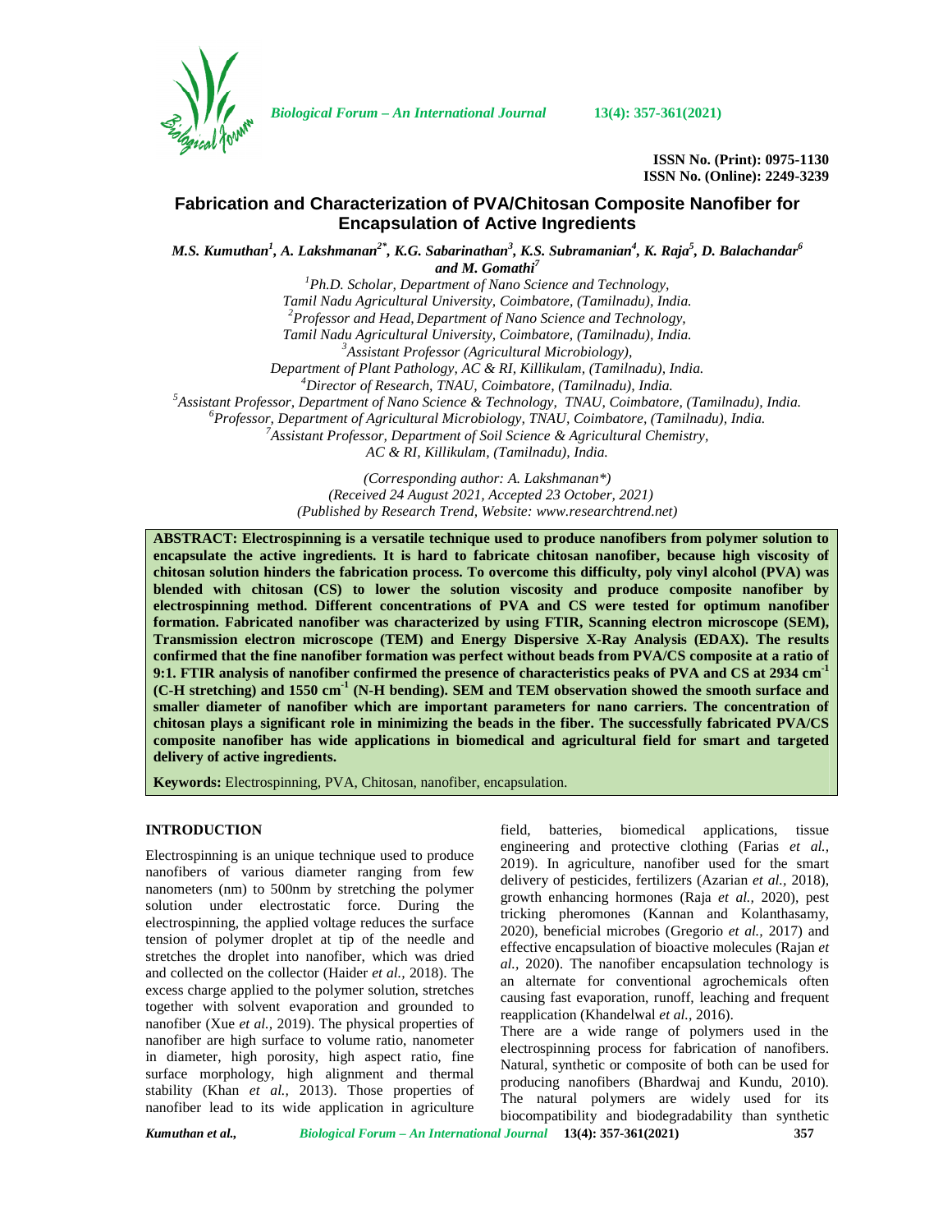ISSN No. (Print): 0975-1130
ISSN No. (Online): 2249-3239

# Fabrication and Characterization of PVA/Chitosan Composite Nanofiber for Encapsulation of Active Ingredients

*M.S. Kumuthan[1], A. Lakshmanan[2*], K.G. Sabarinathan[3], K.S. Subramanian[4], K. Raja[5], D. Balachandar[6] and M. Gomathi[7]*

*[1]Ph.D. Scholar, Department of Nano Science and Technology, Tamil Nadu Agricultural University, Coimbatore, (Tamilnadu), India.*
*[2]Professor and Head, Department of Nano Science and Technology, Tamil Nadu Agricultural University, Coimbatore, (Tamilnadu), India.*
*[3]Assistant Professor (Agricultural Microbiology), Department of Plant Pathology, AC & RI, Killikulam, (Tamilnadu), India.*
*[4]Director of Research, TNAU, Coimbatore, (Tamilnadu), India.*
*[5]Assistant Professor, Department of Nano Science & Technology, TNAU, Coimbatore, (Tamilnadu), India.*
*[6]Professor, Department of Agricultural Microbiology, TNAU, Coimbatore, (Tamilnadu), India.*
*[7]Assistant Professor, Department of Soil Science & Agricultural Chemistry, AC & RI, Killikulam, (Tamilnadu), India.*

*(Corresponding author: A. Lakshmanan*)*
*(Received 24 August 2021, Accepted 23 October, 2021)*
*(Published by Research Trend, Website: www.researchtrend.net)*

**ABSTRACT: Electrospinning is a versatile technique used to produce nanofibers from polymer solution to encapsulate the active ingredients. It is hard to fabricate chitosan nanofiber, because high viscosity of chitosan solution hinders the fabrication process. To overcome this difficulty, poly vinyl alcohol (PVA) was blended with chitosan (CS) to lower the solution viscosity and produce composite nanofiber by electrospinning method. Different concentrations of PVA and CS were tested for optimum nanofiber formation. Fabricated nanofiber was characterized by using FTIR, Scanning electron microscope (SEM), Transmission electron microscope (TEM) and Energy Dispersive X-Ray Analysis (EDAX). The results confirmed that the fine nanofiber formation was perfect without beads from PVA/CS composite at a ratio of 9:1. FTIR analysis of nanofiber confirmed the presence of characteristics peaks of PVA and CS at 2934 $cm^{-1}$ (C-H stretching) and 1550 $cm^{-1}$ (N-H bending). SEM and TEM observation showed the smooth surface and smaller diameter of nanofiber which are important parameters for nano carriers. The concentration of chitosan plays a significant role in minimizing the beads in the fiber. The successfully fabricated PVA/CS composite nanofiber has wide applications in biomedical and agricultural field for smart and targeted delivery of active ingredients.**

**Keywords:** Electrospinning, PVA, Chitosan, nanofiber, encapsulation.

## INTRODUCTION

Electrospinning is an unique technique used to produce nanofibers of various diameter ranging from few nanometers (nm) to 500nm by stretching the polymer solution under electrostatic force. During the electrospinning, the applied voltage reduces the surface tension of polymer droplet at tip of the needle and stretches the droplet into nanofiber, which was dried and collected on the collector (Haider *et al.,* 2018). The excess charge applied to the polymer solution, stretches together with solvent evaporation and grounded to nanofiber (Xue *et al.,* 2019). The physical properties of nanofiber are high surface to volume ratio, nanometer in diameter, high porosity, high aspect ratio, fine surface morphology, high alignment and thermal stability (Khan *et al.,* 2013). Those properties of nanofiber lead to its wide application in agriculture field, batteries, biomedical applications, tissue engineering and protective clothing (Farias *et al.,* 2019). In agriculture, nanofiber used for the smart delivery of pesticides, fertilizers (Azarian *et al.,* 2018), growth enhancing hormones (Raja *et al.,* 2020), pest tricking pheromones (Kannan and Kolanthasamy, 2020), beneficial microbes (Gregorio *et al.,* 2017) and effective encapsulation of bioactive molecules (Rajan *et al.,* 2020). The nanofiber encapsulation technology is an alternate for conventional agrochemicals often causing fast evaporation, runoff, leaching and frequent reapplication (Khandelwal *et al.,* 2016).

There are a wide range of polymers used in the electrospinning process for fabrication of nanofibers. Natural, synthetic or composite of both can be used for producing nanofibers (Bhardwaj and Kundu, 2010). The natural polymers are widely used for its biocompatibility and biodegradability than synthetic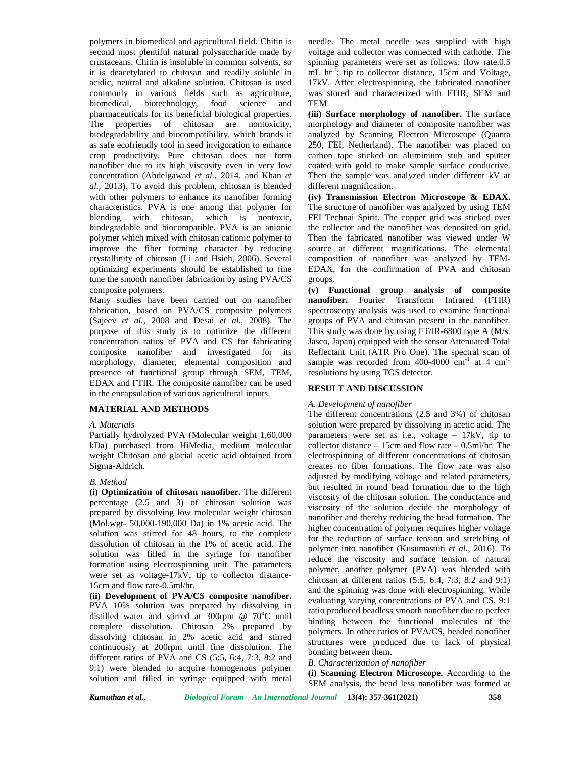polymers in biomedical and agricultural field. Chitin is second most plentiful natural polysaccharide made by crustaceans. Chitin is insoluble in common solvents, so it is deacetylated to chitosan and readily soluble in acidic, neutral and alkaline solution. Chitosan is used commonly in various fields such as agriculture, biomedical, biotechnology, food science and pharmaceuticals for its beneficial biological properties. The properties of chitosan are nontoxicity, biodegradability and biocompatibility, which brands it as safe ecofriendly tool in seed invigoration to enhance crop productivity. Pure chitosan does not form nanofiber due to its high viscosity even in very low concentration (Abdelgawad *et al.,* 2014. and Khan *et al.,* 2013). To avoid this problem, chitosan is blended with other polymers to enhance its nanofiber forming characteristics. PVA is one among that polymer for blending with chitosan, which is nontoxic, biodegradable and biocompatible. PVA is an anionic polymer which mixed with chitosan cationic polymer to improve the fiber forming character by reducing crystallinity of chitosan (Li and Hsieh, 2006). Several optimizing experiments should be established to fine tune the smooth nanofiber fabrication by using PVA/CS composite polymers.

Many studies have been carried out on nanofiber fabrication, based on PVA/CS composite polymers (Sajeev *et al.,* 2008 and Desai *et al.*, 2008). The purpose of this study is to optimize the different concentration ratios of PVA and CS for fabricating composite nanofiber and investigated for its morphology, diameter, elemental composition and presence of functional group through SEM, TEM, EDAX and FTIR. The composite nanofiber can be used in the encapsulation of various agricultural inputs.

## MATERIAL AND METHODS

### *A. Materials*

Partially hydrolyzed PVA (Molecular weight 1,60,000 kDa) purchased from HiMedia, medium molecular weight Chitosan and glacial acetic acid obtained from Sigma-Aldrich.

### *B. Method*

**(i) Optimization of chitosan nanofiber.** The different percentage (2.5 and 3) of chitosan solution was prepared by dissolving low molecular weight chitosan (Mol.wgt- 50,000-190,000 Da) in 1% acetic acid. The solution was stirred for 48 hours, to the complete dissolution of chitosan in the 1% of acetic acid. The solution was filled in the syringe for nanofiber formation using electrospinning unit. The parameters were set as voltage-17kV, tip to collector distance-15cm and flow rate-0.5ml/hr.

**(ii) Development of PVA/CS composite nanofiber.** PVA 10% solution was prepared by dissolving in distilled water and stirred at 300rpm @ 70$^{o}$C until complete dissolution. Chitosan 2% prepared by dissolving chitosan in 2% acetic acid and stirred continuously at 200rpm until fine dissolution. The different ratios of PVA and CS (5:5, 6:4, 7:3, 8:2 and 9:1) were blended to acquire homogenous polymer solution and filled in syringe equipped with metal needle. The metal needle was supplied with high voltage and collector was connected with cathode. The spinning parameters were set as follows: flow rate,0.5 mL hr$^{-1}$; tip to collector distance, 15cm and Voltage, 17kV. After electrospinning, the fabricated nanofiber was stored and characterized with FTIR, SEM and TEM.

**(iii) Surface morphology of nanofiber.** The surface morphology and diameter of composite nanofiber was analyzed by Scanning Electron Microscope (Quanta 250, FEI, Netherland). The nanofiber was placed on carbon tape sticked on aluminium stub and sputter coated with gold to make sample surface conductive. Then the sample was analyzed under different kV at different magnification.

**(iv) Transmission Electron Microscope & EDAX.** The structure of nanofiber was analyzed by using TEM FEI Technai Spirit. The copper grid was sticked over the collector and the nanofiber was deposited on grid. Then the fabricated nanofiber was viewed under W source at different magnifications. The elemental composition of nanofiber was analyzed by TEM-EDAX, for the confirmation of PVA and chitosan groups.

**(v) Functional group analysis of composite nanofiber.** Fourier Transform Infrared (FTIR) spectroscopy analysis was used to examine functional groups of PVA and chitosan present in the nanofiber. This study was done by using FT/IR-6800 type A (M/s. Jasco, Japan) equipped with the sensor Attenuated Total Reflectant Unit (ATR Pro One). The spectral scan of sample was recorded from 400-4000 cm$^{-1}$ at 4 cm$^{-1}$ resolutions by using TGS detector.

## RESULT AND DISCUSSION

### *A. Development of nanofiber*

The different concentrations (2.5 and 3%) of chitosan solution were prepared by dissolving in acetic acid. The parameters were set as i.e., voltage – 17kV, tip to collector distance – 15cm and flow rate – 0.5ml/hr. The electrospinning of different concentrations of chitosan creates no fiber formations. The flow rate was also adjusted by modifying voltage and related parameters, but resulted in round bead formation due to the high viscosity of the chitosan solution. The conductance and viscosity of the solution decide the morphology of nanofiber and thereby reducing the bead formation. The higher concentration of polymer requires higher voltage for the reduction of surface tension and stretching of polymer into nanofiber (Kusumastuti *et al.*, 2016). To reduce the viscosity and surface tension of natural polymer, another polymer (PVA) was blended with chitosan at different ratios (5:5, 6:4, 7:3, 8:2 and 9:1) and the spinning was done with electrospinning. While evaluating varying concentrations of PVA and CS, 9:1 ratio produced beadless smooth nanofiber due to perfect binding between the functional molecules of the polymers. In other ratios of PVA/CS, beaded nanofiber structures were produced due to lack of physical bonding between them.

### *B. Characterization of nanofiber*

**(i) Scanning Electron Microscope.** According to the SEM analysis, the bead less nanofiber was formed at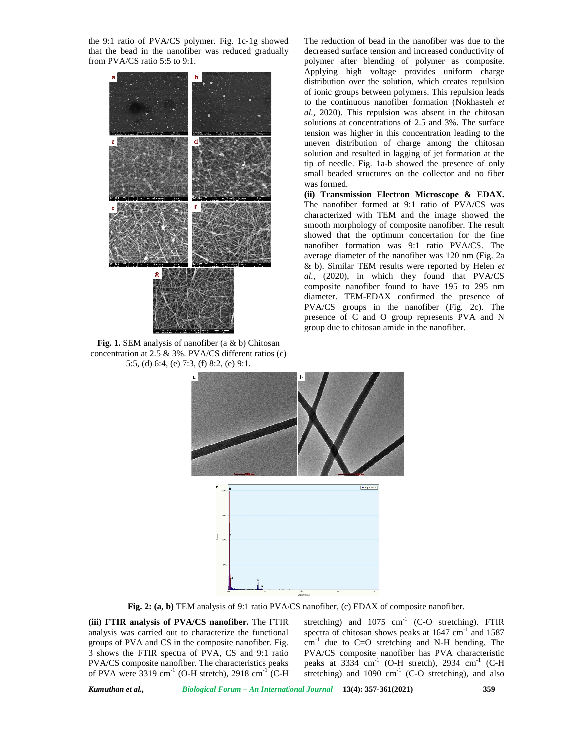the 9:1 ratio of PVA/CS polymer. Fig. 1c-1g showed that the bead in the nanofiber was reduced gradually from PVA/CS ratio 5:5 to 9:1.

**Fig. 1.** SEM analysis of nanofiber (a & b) Chitosan concentration at 2.5 & 3%. PVA/CS different ratios (c) 5:5, (d) 6:4, (e) 7:3, (f) 8:2, (e) 9:1.

The reduction of bead in the nanofiber was due to the decreased surface tension and increased conductivity of polymer after blending of polymer as composite. Applying high voltage provides uniform charge distribution over the solution, which creates repulsion of ionic groups between polymers. This repulsion leads to the continuous nanofiber formation (Nokhasteh *et al.*, 2020). This repulsion was absent in the chitosan solutions at concentrations of 2.5 and 3%. The surface tension was higher in this concentration leading to the uneven distribution of charge among the chitosan solution and resulted in lagging of jet formation at the tip of needle. Fig. 1a-b showed the presence of only small beaded structures on the collector and no fiber was formed.

**(ii) Transmission Electron Microscope & EDAX.** The nanofiber formed at 9:1 ratio of PVA/CS was characterized with TEM and the image showed the smooth morphology of composite nanofiber. The result showed that the optimum concertation for the fine nanofiber formation was 9:1 ratio PVA/CS. The average diameter of the nanofiber was 120 nm (Fig. 2a & b). Similar TEM results were reported by Helen *et al.*, (2020), in which they found that PVA/CS composite nanofiber found to have 195 to 295 nm diameter. TEM-EDAX confirmed the presence of PVA/CS groups in the nanofiber (Fig. 2c). The presence of C and O group represents PVA and N group due to chitosan amide in the nanofiber.

**Fig. 2: (a, b)** TEM analysis of 9:1 ratio PVA/CS nanofiber, (c) EDAX of composite nanofiber.

**(iii) FTIR analysis of PVA/CS nanofiber.** The FTIR analysis was carried out to characterize the functional groups of PVA and CS in the composite nanofiber. Fig. 3 shows the FTIR spectra of PVA, CS and 9:1 ratio PVA/CS composite nanofiber. The characteristics peaks of PVA were 3319 $cm^{-1}$ (O-H stretch), 2918 $cm^{-1}$ (C-H stretching) and 1075 $cm^{-1}$ (C-O stretching). FTIR spectra of chitosan shows peaks at 1647 $cm^{-1}$ and 1587 $cm^{-1}$ due to C=O stretching and N-H bending. The PVA/CS composite nanofiber has PVA characteristic peaks at 3334 $cm^{-1}$ (O-H stretch), 2934 $cm^{-1}$ (C-H stretching) and 1090 $cm^{-1}$ (C-O stretching), and also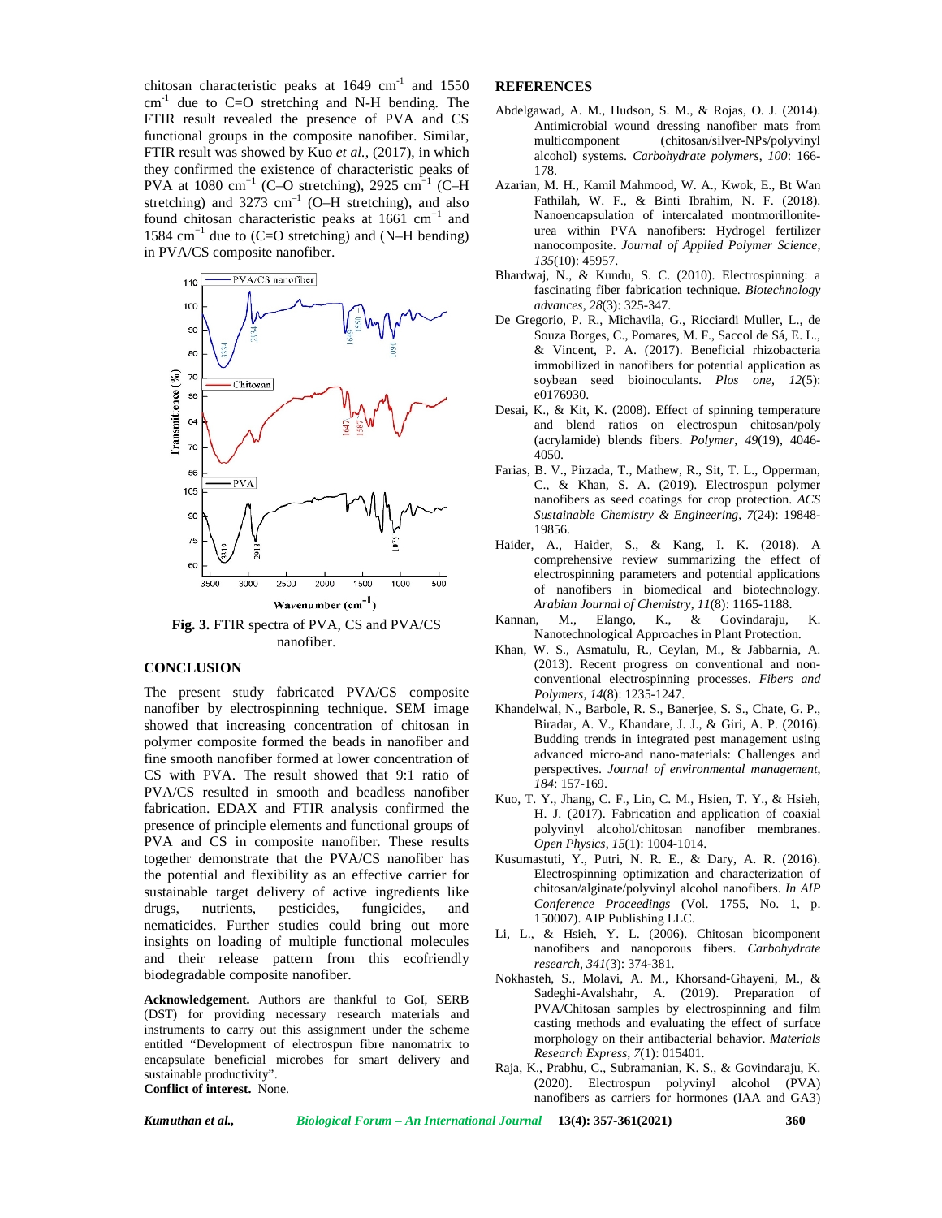chitosan characteristic peaks at 1649 $cm^{-1}$ and 1550 $cm^{-1}$ due to C=O stretching and N-H bending. The FTIR result revealed the presence of PVA and CS functional groups in the composite nanofiber. Similar, FTIR result was showed by Kuo *et al.*, (2017), in which they confirmed the existence of characteristic peaks of PVA at 1080 $cm^{-1}$ (C–O stretching), 2925 $cm^{-1}$ (C–H stretching) and 3273 $cm^{-1}$ (O–H stretching), and also found chitosan characteristic peaks at 1661 $cm^{-1}$ and 1584 $cm^{-1}$ due to (C=O stretching) and (N–H bending) in PVA/CS composite nanofiber.

**Fig. 3.** FTIR spectra of PVA, CS and PVA/CS nanofiber.

## CONCLUSION

The present study fabricated PVA/CS composite nanofiber by electrospinning technique. SEM image showed that increasing concentration of chitosan in polymer composite formed the beads in nanofiber and fine smooth nanofiber formed at lower concentration of CS with PVA. The result showed that 9:1 ratio of PVA/CS resulted in smooth and beadless nanofiber fabrication. EDAX and FTIR analysis confirmed the presence of principle elements and functional groups of PVA and CS in composite nanofiber. These results together demonstrate that the PVA/CS nanofiber has the potential and flexibility as an effective carrier for sustainable target delivery of active ingredients like drugs, nutrients, pesticides, fungicides, and nematicides. Further studies could bring out more insights on loading of multiple functional molecules and their release pattern from this ecofriendly biodegradable composite nanofiber.

**Acknowledgement.** Authors are thankful to GoI, SERB (DST) for providing necessary research materials and instruments to carry out this assignment under the scheme entitled "Development of electrospun fibre nanomatrix to encapsulate beneficial microbes for smart delivery and sustainable productivity".

**Conflict of interest.** None.

## REFERENCES

Abdelgawad, A. M., Hudson, S. M., & Rojas, O. J. (2014). Antimicrobial wound dressing nanofiber mats from multicomponent (chitosan/silver-NPs/polyvinyl alcohol) systems. *Carbohydrate polymers*, *100*: 166-178.

Azarian, M. H., Kamil Mahmood, W. A., Kwok, E., Bt Wan Fathilah, W. F., & Binti Ibrahim, N. F. (2018). Nanoencapsulation of intercalated montmorillonite-urea within PVA nanofibers: Hydrogel fertilizer nanocomposite. *Journal of Applied Polymer Science*, *135*(10): 45957.

Bhardwaj, N., & Kundu, S. C. (2010). Electrospinning: a fascinating fiber fabrication technique. *Biotechnology advances*, *28*(3): 325-347.

De Gregorio, P. R., Michavila, G., Ricciardi Muller, L., de Souza Borges, C., Pomares, M. F., Saccol de Sá, E. L., & Vincent, P. A. (2017). Beneficial rhizobacteria immobilized in nanofibers for potential application as soybean seed bioinoculants. *Plos one*, *12*(5): e0176930.

Desai, K., & Kit, K. (2008). Effect of spinning temperature and blend ratios on electrospun chitosan/poly (acrylamide) blends fibers. *Polymer*, *49*(19), 4046-4050.

Farias, B. V., Pirzada, T., Mathew, R., Sit, T. L., Opperman, C., & Khan, S. A. (2019). Electrospun polymer nanofibers as seed coatings for crop protection. *ACS Sustainable Chemistry & Engineering*, *7*(24): 19848-19856.

Haider, A., Haider, S., & Kang, I. K. (2018). A comprehensive review summarizing the effect of electrospinning parameters and potential applications of nanofibers in biomedical and biotechnology. *Arabian Journal of Chemistry*, *11*(8): 1165-1188.

Kannan, M., Elango, K., & Govindaraju, K. Nanotechnological Approaches in Plant Protection.

Khan, W. S., Asmatulu, R., Ceylan, M., & Jabbarnia, A. (2013). Recent progress on conventional and non-conventional electrospinning processes. *Fibers and Polymers*, *14*(8): 1235-1247.

Khandelwal, N., Barbole, R. S., Banerjee, S. S., Chate, G. P., Biradar, A. V., Khandare, J. J., & Giri, A. P. (2016). Budding trends in integrated pest management using advanced micro-and nano-materials: Challenges and perspectives. *Journal of environmental management*, *184*: 157-169.

Kuo, T. Y., Jhang, C. F., Lin, C. M., Hsien, T. Y., & Hsieh, H. J. (2017). Fabrication and application of coaxial polyvinyl alcohol/chitosan nanofiber membranes. *Open Physics*, *15*(1): 1004-1014.

Kusumastuti, Y., Putri, N. R. E., & Dary, A. R. (2016). Electrospinning optimization and characterization of chitosan/alginate/polyvinyl alcohol nanofibers. *In AIP Conference Proceedings* (Vol. 1755, No. 1, p. 150007). AIP Publishing LLC.

Li, L., & Hsieh, Y. L. (2006). Chitosan bicomponent nanofibers and nanoporous fibers. *Carbohydrate research*, *341*(3): 374-381.

Nokhasteh, S., Molavi, A. M., Khorsand-Ghayeni, M., & Sadeghi-Avalshahr, A. (2019). Preparation of PVA/Chitosan samples by electrospinning and film casting methods and evaluating the effect of surface morphology on their antibacterial behavior. *Materials Research Express*, *7*(1): 015401.

Raja, K., Prabhu, C., Subramanian, K. S., & Govindaraju, K. (2020). Electrospun polyvinyl alcohol (PVA) nanofibers as carriers for hormones (IAA and GA3)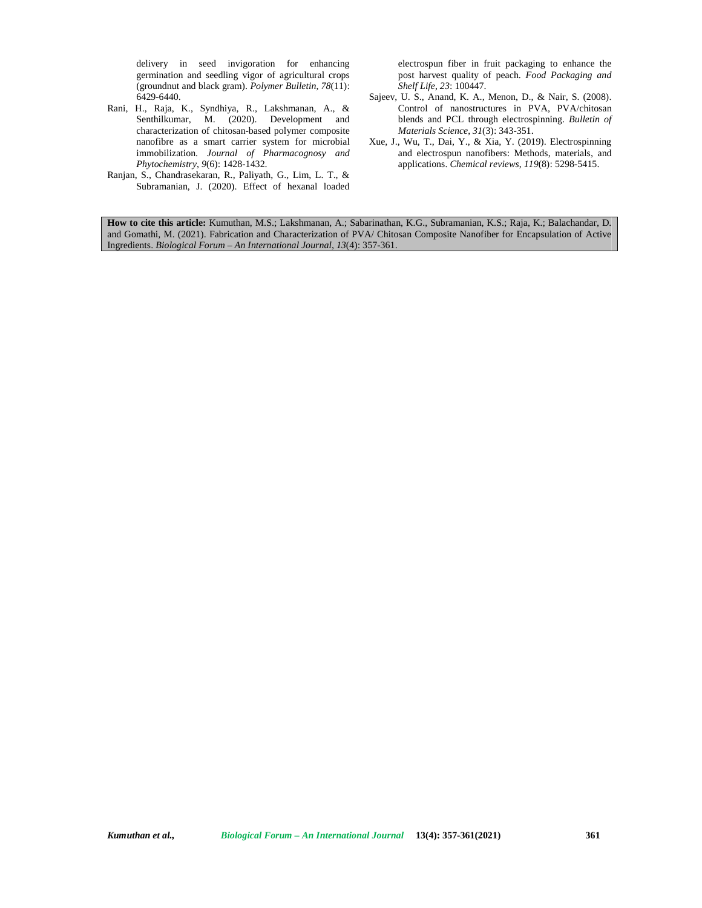delivery in seed invigoration for enhancing germination and seedling vigor of agricultural crops (groundnut and black gram). *Polymer Bulletin, 78*(11): 6429-6440.

Rani, H., Raja, K., Syndhiya, R., Lakshmanan, A., & Senthilkumar, M. (2020). Development and characterization of chitosan-based polymer composite nanofibre as a smart carrier system for microbial immobilization. *Journal of Pharmacognosy and Phytochemistry*, *9*(6): 1428-1432.

Ranjan, S., Chandrasekaran, R., Paliyath, G., Lim, L. T., & Subramanian, J. (2020). Effect of hexanal loaded electrospun fiber in fruit packaging to enhance the post harvest quality of peach. *Food Packaging and Shelf Life*, *23*: 100447.

Sajeev, U. S., Anand, K. A., Menon, D., & Nair, S. (2008). Control of nanostructures in PVA, PVA/chitosan blends and PCL through electrospinning. *Bulletin of Materials Science*, *31*(3): 343-351.

Xue, J., Wu, T., Dai, Y., & Xia, Y. (2019). Electrospinning and electrospun nanofibers: Methods, materials, and applications. *Chemical reviews*, *119*(8): 5298-5415.

**How to cite this article:** Kumuthan, M.S.; Lakshmanan, A.; Sabarinathan, K.G., Subramanian, K.S.; Raja, K.; Balachandar, D. and Gomathi, M. (2021). Fabrication and Characterization of PVA/ Chitosan Composite Nanofiber for Encapsulation of Active Ingredients. *Biological Forum – An International Journal*, *13*(4): 357-361.